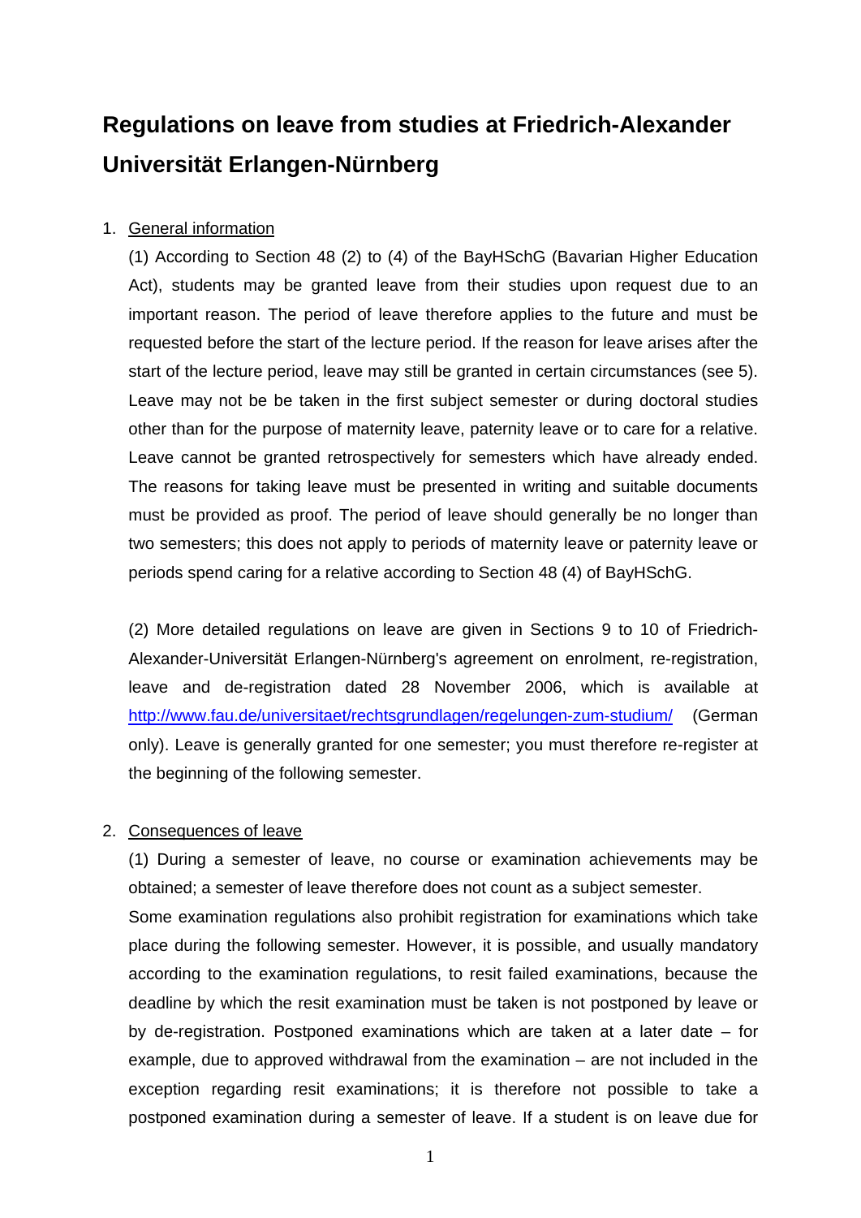# Regulations on leave from studies at Friedrich-Alexander Universität Erlangen-Nürnberg

1. General information

   (1) According to Section 48 (2) to (4) of the BayHSchG (Bavarian Higher Education Act), students may be granted leave from their studies upon request due to an important reason. The period of leave therefore applies to the future and must be requested before the start of the lecture period. If the reason for leave arises after the start of the lecture period, leave may still be granted in certain circumstances (see 5). Leave may not be be taken in the first subject semester or during doctoral studies other than for the purpose of maternity leave, paternity leave or to care for a relative. Leave cannot be granted retrospectively for semesters which have already ended. The reasons for taking leave must be presented in writing and suitable documents must be provided as proof. The period of leave should generally be no longer than two semesters; this does not apply to periods of maternity leave or paternity leave or periods spend caring for a relative according to Section 48 (4) of BayHSchG.

   (2) More detailed regulations on leave are given in Sections 9 to 10 of Friedrich-Alexander-Universität Erlangen-Nürnberg's agreement on enrolment, re-registration, leave and de-registration dated 28 November 2006, which is available at http://www.fau.de/universitaet/rechtsgrundlagen/regelungen-zum-studium/ (German only). Leave is generally granted for one semester; you must therefore re-register at the beginning of the following semester.

2. Consequences of leave

   (1) During a semester of leave, no course or examination achievements may be obtained; a semester of leave therefore does not count as a subject semester.
   Some examination regulations also prohibit registration for examinations which take place during the following semester. However, it is possible, and usually mandatory according to the examination regulations, to resit failed examinations, because the deadline by which the resit examination must be taken is not postponed by leave or by de-registration. Postponed examinations which are taken at a later date – for example, due to approved withdrawal from the examination – are not included in the exception regarding resit examinations; it is therefore not possible to take a postponed examination during a semester of leave. If a student is on leave due for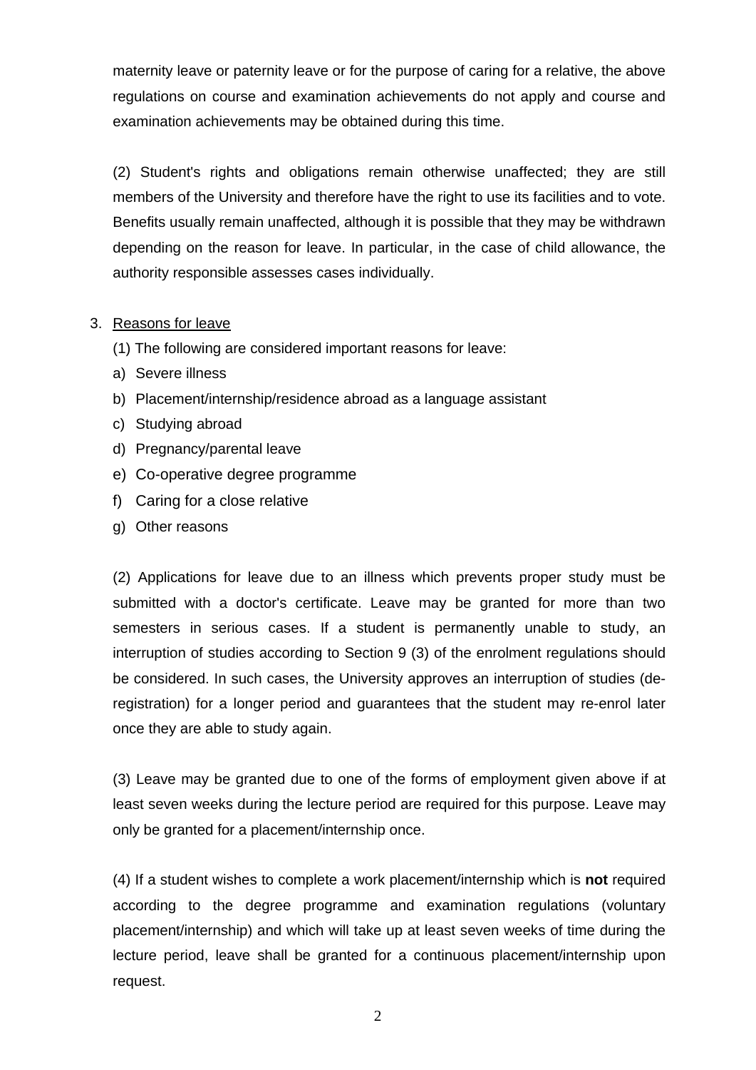maternity leave or paternity leave or for the purpose of caring for a relative, the above regulations on course and examination achievements do not apply and course and examination achievements may be obtained during this time.

(2) Student's rights and obligations remain otherwise unaffected; they are still members of the University and therefore have the right to use its facilities and to vote. Benefits usually remain unaffected, although it is possible that they may be withdrawn depending on the reason for leave. In particular, in the case of child allowance, the authority responsible assesses cases individually.

3. Reasons for leave

(1) The following are considered important reasons for leave:

a) Severe illness
b) Placement/internship/residence abroad as a language assistant
c) Studying abroad
d) Pregnancy/parental leave
e) Co-operative degree programme
f) Caring for a close relative
g) Other reasons

(2) Applications for leave due to an illness which prevents proper study must be submitted with a doctor's certificate. Leave may be granted for more than two semesters in serious cases. If a student is permanently unable to study, an interruption of studies according to Section 9 (3) of the enrolment regulations should be considered. In such cases, the University approves an interruption of studies (de-registration) for a longer period and guarantees that the student may re-enrol later once they are able to study again.

(3) Leave may be granted due to one of the forms of employment given above if at least seven weeks during the lecture period are required for this purpose. Leave may only be granted for a placement/internship once.

(4) If a student wishes to complete a work placement/internship which is **not** required according to the degree programme and examination regulations (voluntary placement/internship) and which will take up at least seven weeks of time during the lecture period, leave shall be granted for a continuous placement/internship upon request.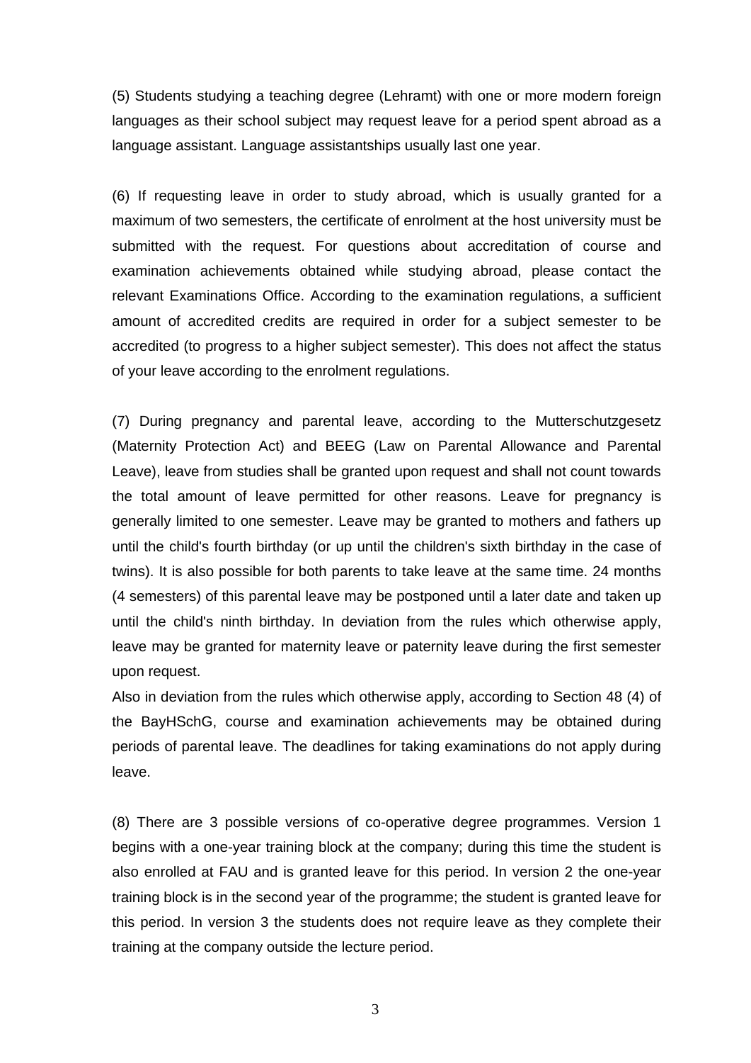(5) Students studying a teaching degree (Lehramt) with one or more modern foreign languages as their school subject may request leave for a period spent abroad as a language assistant. Language assistantships usually last one year.

(6) If requesting leave in order to study abroad, which is usually granted for a maximum of two semesters, the certificate of enrolment at the host university must be submitted with the request. For questions about accreditation of course and examination achievements obtained while studying abroad, please contact the relevant Examinations Office. According to the examination regulations, a sufficient amount of accredited credits are required in order for a subject semester to be accredited (to progress to a higher subject semester). This does not affect the status of your leave according to the enrolment regulations.

(7) During pregnancy and parental leave, according to the Mutterschutzgesetz (Maternity Protection Act) and BEEG (Law on Parental Allowance and Parental Leave), leave from studies shall be granted upon request and shall not count towards the total amount of leave permitted for other reasons. Leave for pregnancy is generally limited to one semester. Leave may be granted to mothers and fathers up until the child's fourth birthday (or up until the children's sixth birthday in the case of twins). It is also possible for both parents to take leave at the same time. 24 months (4 semesters) of this parental leave may be postponed until a later date and taken up until the child's ninth birthday. In deviation from the rules which otherwise apply, leave may be granted for maternity leave or paternity leave during the first semester upon request.
Also in deviation from the rules which otherwise apply, according to Section 48 (4) of the BayHSchG, course and examination achievements may be obtained during periods of parental leave. The deadlines for taking examinations do not apply during leave.

(8) There are 3 possible versions of co-operative degree programmes. Version 1 begins with a one-year training block at the company; during this time the student is also enrolled at FAU and is granted leave for this period. In version 2 the one-year training block is in the second year of the programme; the student is granted leave for this period. In version 3 the students does not require leave as they complete their training at the company outside the lecture period.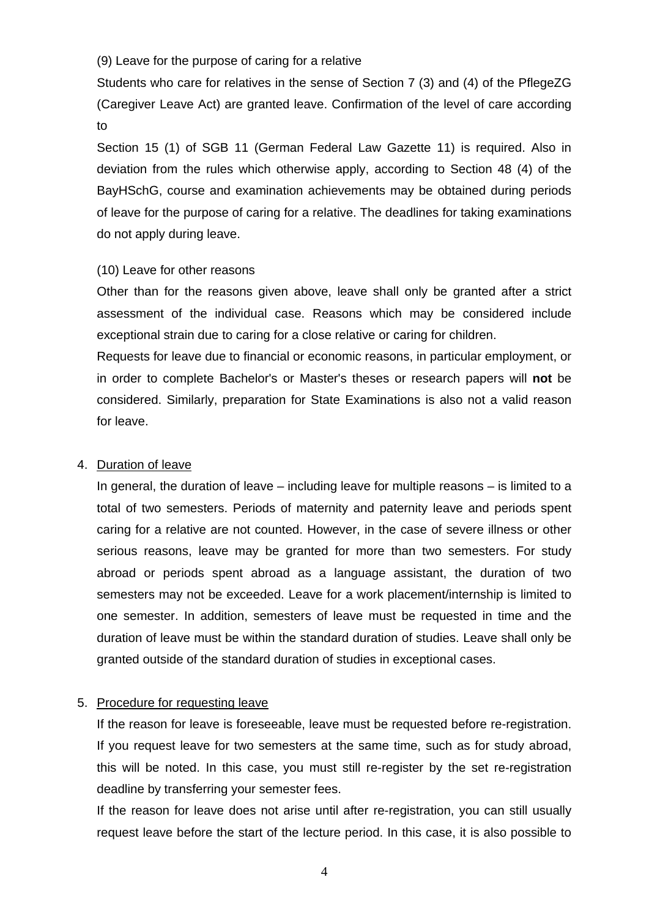(9) Leave for the purpose of caring for a relative

Students who care for relatives in the sense of Section 7 (3) and (4) of the PflegeZG (Caregiver Leave Act) are granted leave. Confirmation of the level of care according to

Section 15 (1) of SGB 11 (German Federal Law Gazette 11) is required. Also in deviation from the rules which otherwise apply, according to Section 48 (4) of the BayHSchG, course and examination achievements may be obtained during periods of leave for the purpose of caring for a relative. The deadlines for taking examinations do not apply during leave.

(10) Leave for other reasons

Other than for the reasons given above, leave shall only be granted after a strict assessment of the individual case. Reasons which may be considered include exceptional strain due to caring for a close relative or caring for children.

Requests for leave due to financial or economic reasons, in particular employment, or in order to complete Bachelor's or Master's theses or research papers will **not** be considered. Similarly, preparation for State Examinations is also not a valid reason for leave.

4. Duration of leave

   In general, the duration of leave – including leave for multiple reasons – is limited to a total of two semesters. Periods of maternity and paternity leave and periods spent caring for a relative are not counted. However, in the case of severe illness or other serious reasons, leave may be granted for more than two semesters. For study abroad or periods spent abroad as a language assistant, the duration of two semesters may not be exceeded. Leave for a work placement/internship is limited to one semester. In addition, semesters of leave must be requested in time and the duration of leave must be within the standard duration of studies. Leave shall only be granted outside of the standard duration of studies in exceptional cases.

5. Procedure for requesting leave

   If the reason for leave is foreseeable, leave must be requested before re-registration. If you request leave for two semesters at the same time, such as for study abroad, this will be noted. In this case, you must still re-register by the set re-registration deadline by transferring your semester fees.

   If the reason for leave does not arise until after re-registration, you can still usually request leave before the start of the lecture period. In this case, it is also possible to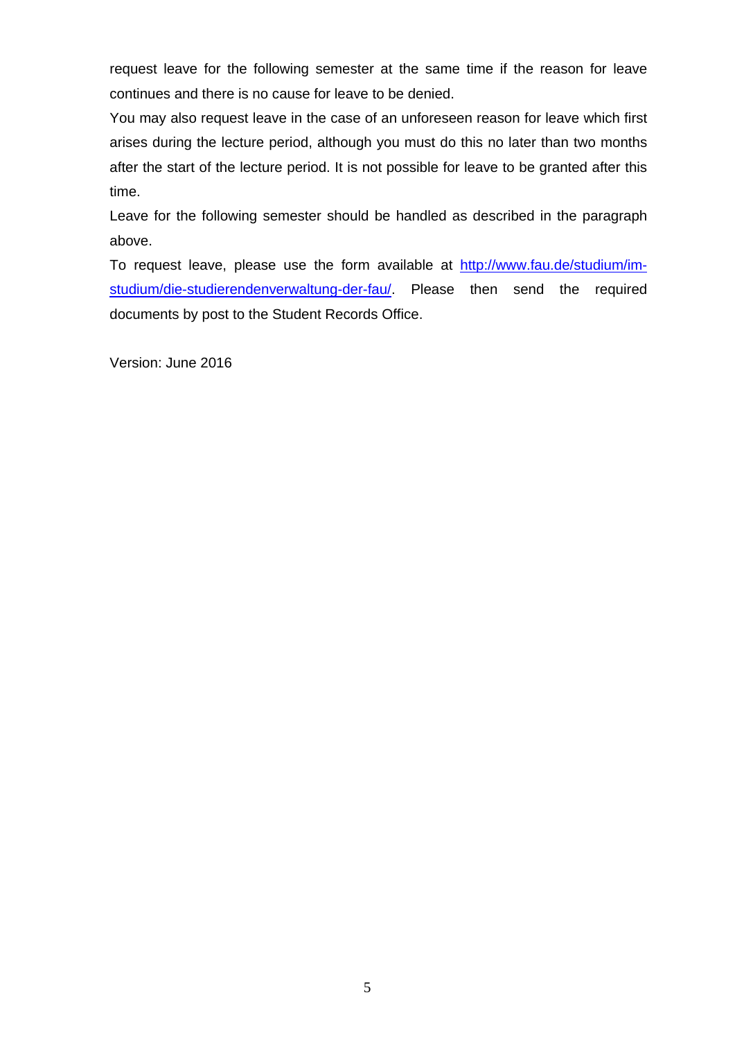request leave for the following semester at the same time if the reason for leave continues and there is no cause for leave to be denied.

You may also request leave in the case of an unforeseen reason for leave which first arises during the lecture period, although you must do this no later than two months after the start of the lecture period. It is not possible for leave to be granted after this time.

Leave for the following semester should be handled as described in the paragraph above.

To request leave, please use the form available at [http://www.fau.de/studium/im-studium/die-studierendenverwaltung-der-fau/](http://www.fau.de/studium/im-studium/die-studierendenverwaltung-der-fau/). Please then send the required documents by post to the Student Records Office.

Version: June 2016